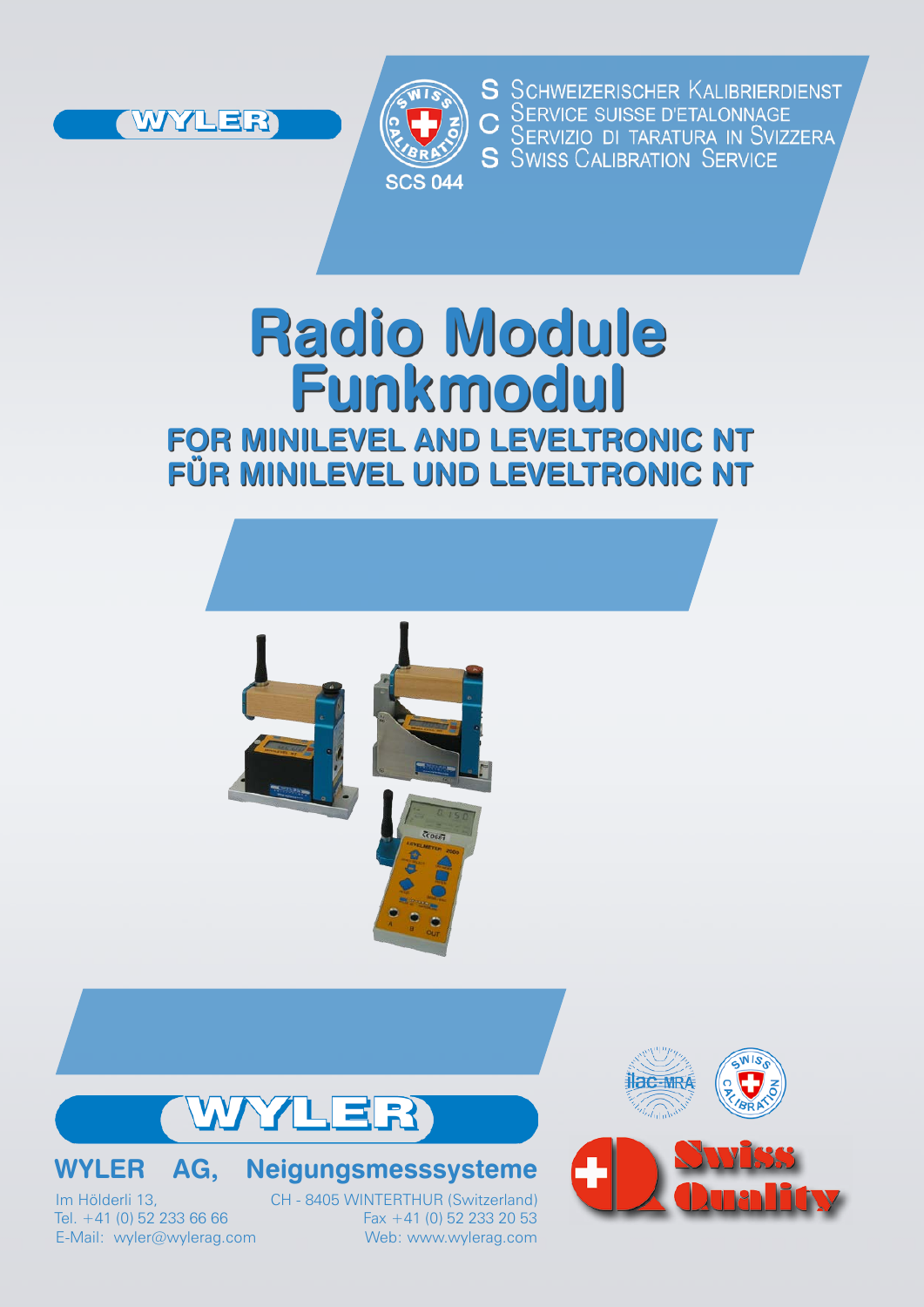WYLER

SCS 044

S SCHWEIZERISCHER KALIBRIERDIENST
C SERVICE SUISSE D'ETALONNAGE
S SERVIZIO DI TARATURA IN SVIZZERA
SWISS CALIBRATION SERVICE

# Radio Module
# Funkmodul

## FOR MINILEVEL AND LEVELTRONIC NT
## FÜR MINILEVEL UND LEVELTRONIC NT

WYLER

**WYLER AG, Neigungsmesssysteme**

Im Hölderli 13,
CH - 8405 WINTERTHUR (Switzerland)
Tel. +41 (0) 52 233 66 66
Fax +41 (0) 52 233 20 53
E-Mail: wyler@wylerag.com
Web: www.wylerag.com

Swiss Quality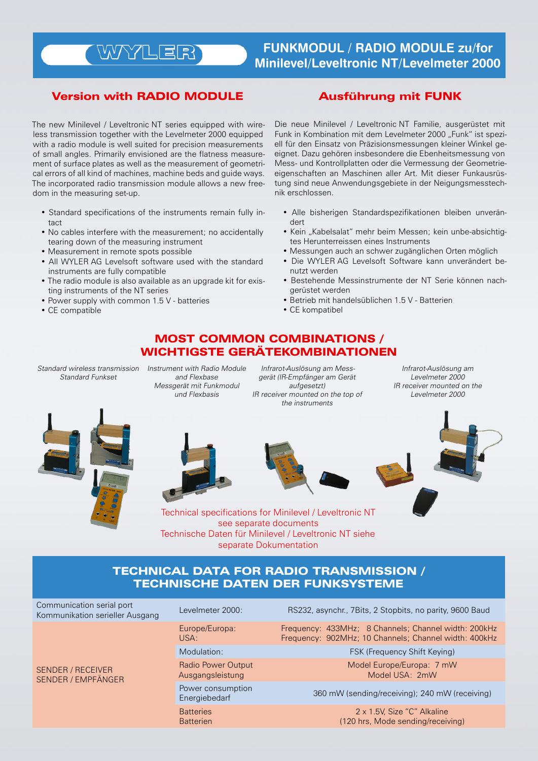# WYLER

## FUNKMODUL / RADIO MODULE zu/for Minilevel/Leveltronic NT/Levelmeter 2000

## Version with RADIO MODULE

The new Minilevel / Leveltronic NT series equipped with wireless transmission together with the Levelmeter 2000 equipped with a radio module is well suited for precision measurements of small angles. Primarily envisioned are the flatness measurement of surface plates as well as the measurement of geometrical errors of all kind of machines, machine beds and guide ways. The incorporated radio transmission module allows a new freedom in the measuring set-up.

- Standard specifications of the instruments remain fully intact
- No cables interfere with the measurement; no accidentally tearing down of the measuring instrument
- Measurement in remote spots possible
- All WYLER AG Levelsoft software used with the standard instruments are fully compatible
- The radio module is also available as an upgrade kit for existing instruments of the NT series
- Power supply with common 1.5 V - batteries
- CE compatible

## Ausführung mit FUNK

Die neue Minilevel / Leveltronic NT Familie, ausgerüstet mit Funk in Kombination mit dem Levelmeter 2000 „Funk" ist speziell für den Einsatz von Präzisionsmessungen kleiner Winkel geeignet. Dazu gehören insbesondere die Ebenheitsmessung von Mess- und Kontrollplatten oder die Vermessung der Geometrieeigenschaften an Maschinen aller Art. Mit dieser Funkausrüstung sind neue Anwendungsgebiete in der Neigungsmesstechnik erschlossen.

- Alle bisherigen Standardspezifikationen bleiben unverändert
- Kein „Kabelsalat" mehr beim Messen; kein unbe-absichtigtes Herunterreissen eines Instruments
- Messungen auch an schwer zugänglichen Orten möglich
- Die WYLER AG Levelsoft Software kann unverändert benutzt werden
- Bestehende Messinstrumente der NT Serie können nachgerüstet werden
- Betrieb mit handelsüblichen 1.5 V - Batterien
- CE kompatibel

## MOST COMMON COMBINATIONS / WICHTIGSTE GERÄTEKOMBINATIONEN

*Standard wireless transmission*
*Standard Funkset*

*Instrument with Radio Module and Flexbase*
*Messgerät mit Funkmodul und Flexbasis*

*Infrarot-Auslösung am Messgerät (IR-Empfänger am Gerät aufgesetzt)*
*IR receiver mounted on the top of the instruments*

*Infrarot-Auslösung am Levelmeter 2000*
*IR receiver mounted on the Levelmeter 2000*

Technical specifications for Minilevel / Leveltronic NT see separate documents
Technische Daten für Minilevel / Leveltronic NT siehe separate Dokumentation

## TECHNICAL DATA FOR RADIO TRANSMISSION / TECHNISCHE DATEN DER FUNKSYSTEME

| | | |
|---|---|---|
| Communication serial port<br>Kommunikation serieller Ausgang | Levelmeter 2000: | RS232, asynchr., 7Bits, 2 Stopbits, no parity, 9600 Baud |
| SENDER / RECEIVER<br>SENDER / EMPFÄNGER | Europe/Europa:<br>USA: | Frequency: 433MHz; 8 Channels; Channel width: 200kHz<br>Frequency: 902MHz; 10 Channels; Channel width: 400kHz |
| | Modulation: | FSK (Frequency Shift Keying) |
| | Radio Power Output<br>Ausgangsleistung | Model Europe/Europa: 7 mW<br>Model USA: 2mW |
| | Power consumption<br>Energiebedarf | 360 mW (sending/receiving); 240 mW (receiving) |
| | Batteries<br>Batterien | 2 x 1.5V, Size "C" Alkaline<br>(120 hrs, Mode sending/receiving) |